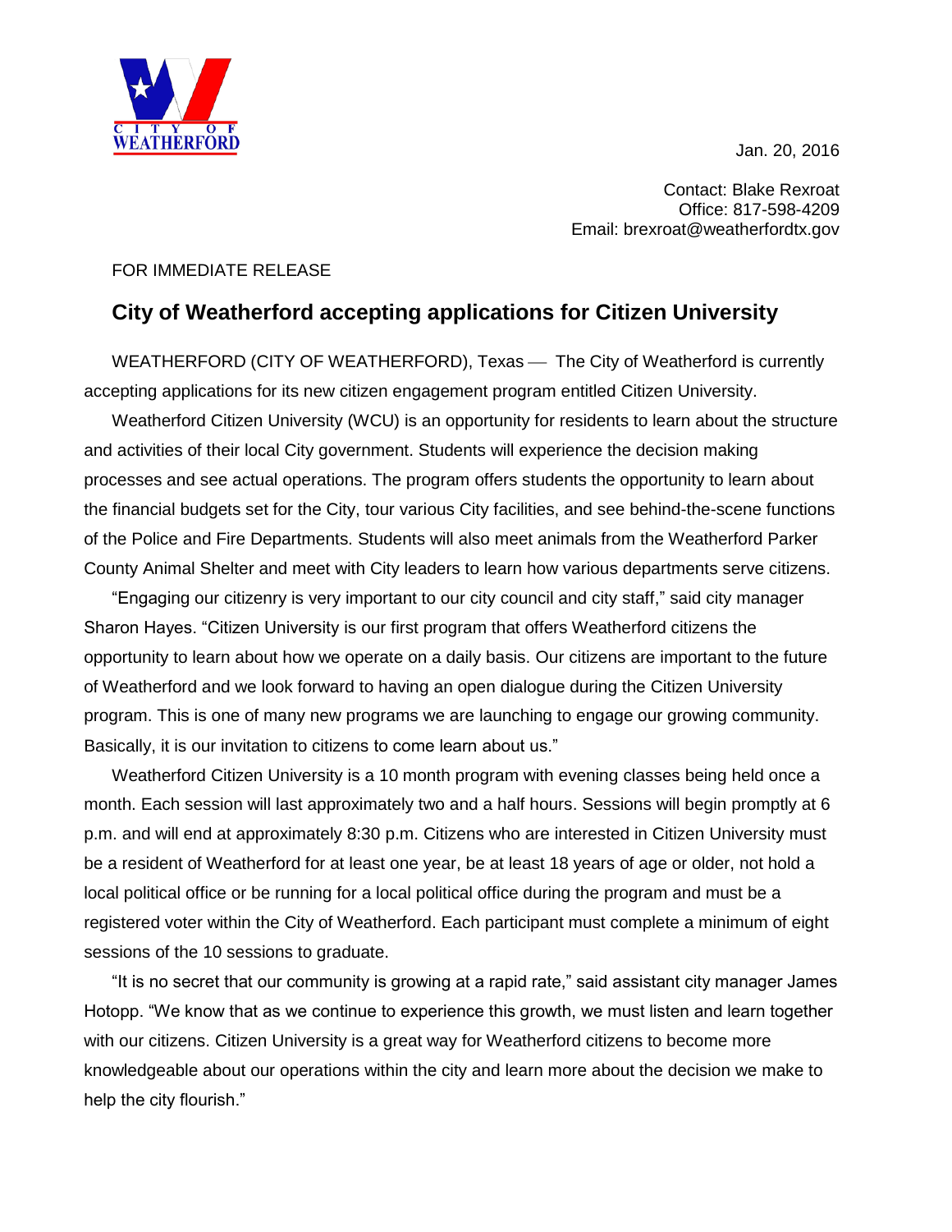CITY OF WEATHERFORD

Jan. 20, 2016

Contact: Blake Rexroat
Office: 817-598-4209
Email: brexroat@weatherfordtx.gov

FOR IMMEDIATE RELEASE

## City of Weatherford accepting applications for Citizen University

WEATHERFORD (CITY OF WEATHERFORD), Texas — The City of Weatherford is currently accepting applications for its new citizen engagement program entitled Citizen University.

Weatherford Citizen University (WCU) is an opportunity for residents to learn about the structure and activities of their local City government. Students will experience the decision making processes and see actual operations. The program offers students the opportunity to learn about the financial budgets set for the City, tour various City facilities, and see behind-the-scene functions of the Police and Fire Departments. Students will also meet animals from the Weatherford Parker County Animal Shelter and meet with City leaders to learn how various departments serve citizens.

"Engaging our citizenry is very important to our city council and city staff," said city manager Sharon Hayes. "Citizen University is our first program that offers Weatherford citizens the opportunity to learn about how we operate on a daily basis. Our citizens are important to the future of Weatherford and we look forward to having an open dialogue during the Citizen University program. This is one of many new programs we are launching to engage our growing community. Basically, it is our invitation to citizens to come learn about us."

Weatherford Citizen University is a 10 month program with evening classes being held once a month. Each session will last approximately two and a half hours. Sessions will begin promptly at 6 p.m. and will end at approximately 8:30 p.m. Citizens who are interested in Citizen University must be a resident of Weatherford for at least one year, be at least 18 years of age or older, not hold a local political office or be running for a local political office during the program and must be a registered voter within the City of Weatherford. Each participant must complete a minimum of eight sessions of the 10 sessions to graduate.

"It is no secret that our community is growing at a rapid rate," said assistant city manager James Hotopp. "We know that as we continue to experience this growth, we must listen and learn together with our citizens. Citizen University is a great way for Weatherford citizens to become more knowledgeable about our operations within the city and learn more about the decision we make to help the city flourish."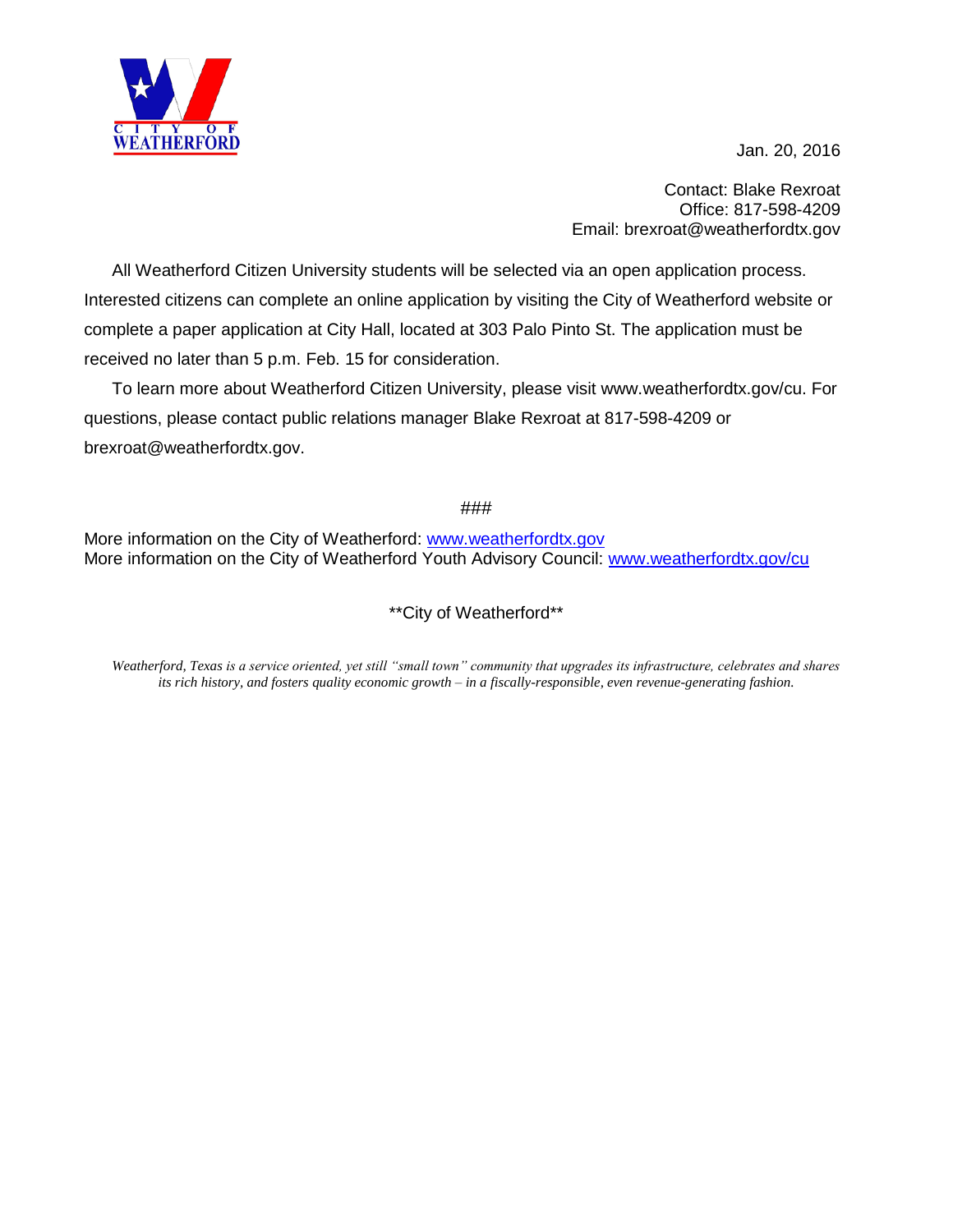Jan. 20, 2016

Contact: Blake Rexroat
Office: 817-598-4209
Email: brexroat@weatherfordtx.gov

All Weatherford Citizen University students will be selected via an open application process. Interested citizens can complete an online application by visiting the City of Weatherford website or complete a paper application at City Hall, located at 303 Palo Pinto St. The application must be received no later than 5 p.m. Feb. 15 for consideration.

To learn more about Weatherford Citizen University, please visit www.weatherfordtx.gov/cu. For questions, please contact public relations manager Blake Rexroat at 817-598-4209 or brexroat@weatherfordtx.gov.

###

More information on the City of Weatherford: www.weatherfordtx.gov
More information on the City of Weatherford Youth Advisory Council: www.weatherfordtx.gov/cu

**City of Weatherford**

*Weatherford, Texas is a service oriented, yet still "small town" community that upgrades its infrastructure, celebrates and shares its rich history, and fosters quality economic growth – in a fiscally-responsible, even revenue-generating fashion.*